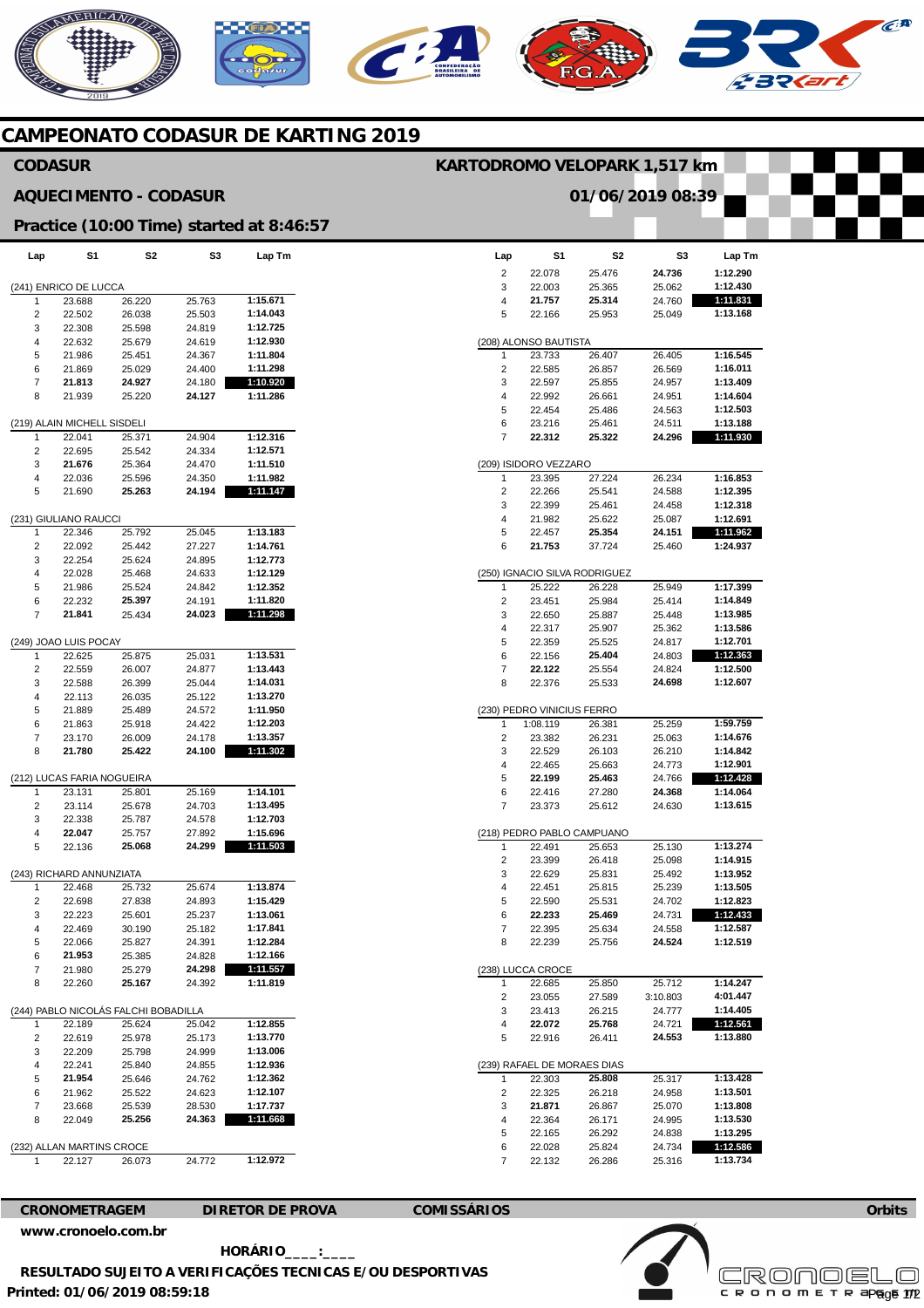# CAMPEONATO CODASUR DE KARTING 2019

## CODASUR

**KARTODROMO VELOPARK 1,517 km**

## AQUECIMENTO - CODASUR

**01/06/2019 08:39**

### Practice (10:00 Time) started at 8:46:57

| Lap | S1 | S2 | S3 | Lap Tm |
|---|---|---|---|---|
| **(241) ENRICO DE LUCCA** | | | | |
| 1 | 23.688 | 26.220 | 25.763 | 1:15.671 |
| 2 | 22.502 | 26.038 | 25.503 | 1:14.043 |
| 3 | 22.308 | 25.598 | 24.819 | 1:12.725 |
| 4 | 22.632 | 25.679 | 24.619 | 1:12.930 |
| 5 | 21.986 | 25.451 | 24.367 | 1:11.804 |
| 6 | 21.869 | 25.029 | 24.400 | 1:11.298 |
| 7 | **21.813** | **24.927** | 24.180 | **1:10.920** |
| 8 | 21.939 | 25.220 | **24.127** | 1:11.286 |
| **(219) ALAIN MICHELL SISDELI** | | | | |
| 1 | 22.041 | 25.371 | 24.904 | 1:12.316 |
| 2 | 22.695 | 25.542 | 24.334 | 1:12.571 |
| 3 | **21.676** | 25.364 | 24.470 | 1:11.510 |
| 4 | 22.036 | 25.596 | 24.350 | 1:11.982 |
| 5 | 21.690 | **25.263** | **24.194** | **1:11.147** |
| **(231) GIULIANO RAUCCI** | | | | |
| 1 | 22.346 | 25.792 | 25.045 | 1:13.183 |
| 2 | 22.092 | 25.442 | 27.227 | 1:14.761 |
| 3 | 22.254 | 25.624 | 24.895 | 1:12.773 |
| 4 | 22.028 | 25.468 | 24.633 | 1:12.129 |
| 5 | 21.986 | 25.524 | 24.842 | 1:12.352 |
| 6 | 22.232 | **25.397** | 24.191 | 1:11.820 |
| 7 | **21.841** | 25.434 | **24.023** | **1:11.298** |
| **(249) JOAO LUIS POCAY** | | | | |
| 1 | 22.625 | 25.875 | 25.031 | 1:13.531 |
| 2 | 22.559 | 26.007 | 24.877 | 1:13.443 |
| 3 | 22.588 | 26.399 | 25.044 | 1:14.031 |
| 4 | 22.113 | 26.035 | 25.122 | 1:13.270 |
| 5 | 21.889 | 25.489 | 24.572 | 1:11.950 |
| 6 | 21.863 | 25.918 | 24.422 | 1:12.203 |
| 7 | 23.170 | 26.009 | 24.178 | 1:13.357 |
| 8 | **21.780** | **25.422** | **24.100** | **1:11.302** |
| **(212) LUCAS FARIA NOGUEIRA** | | | | |
| 1 | 23.131 | 25.801 | 25.169 | 1:14.101 |
| 2 | 23.114 | 25.678 | 24.703 | 1:13.495 |
| 3 | 22.338 | 25.787 | 24.578 | 1:12.703 |
| 4 | **22.047** | 25.757 | 27.892 | 1:15.696 |
| 5 | 22.136 | **25.068** | **24.299** | **1:11.503** |
| **(243) RICHARD ANNUNZIATA** | | | | |
| 1 | 22.468 | 25.732 | 25.674 | 1:13.874 |
| 2 | 22.698 | 27.838 | 24.893 | 1:15.429 |
| 3 | 22.223 | 25.601 | 25.237 | 1:13.061 |
| 4 | 22.469 | 30.190 | 25.182 | 1:17.841 |
| 5 | 22.066 | 25.827 | 24.391 | 1:12.284 |
| 6 | **21.953** | 25.385 | 24.828 | 1:12.166 |
| 7 | 21.980 | 25.279 | **24.298** | **1:11.557** |
| 8 | 22.260 | **25.167** | 24.392 | 1:11.819 |
| **(244) PABLO NICOLÁS FALCHI BOBADILLA** | | | | |
| 1 | 22.189 | 25.624 | 25.042 | 1:12.855 |
| 2 | 22.619 | 25.978 | 25.173 | 1:13.770 |
| 3 | 22.209 | 25.798 | 24.999 | 1:13.006 |
| 4 | 22.241 | 25.840 | 24.855 | 1:12.936 |
| 5 | **21.954** | 25.646 | 24.762 | 1:12.362 |
| 6 | 21.962 | 25.522 | 24.623 | 1:12.107 |
| 7 | 23.668 | 25.539 | 28.530 | 1:17.737 |
| 8 | 22.049 | **25.256** | **24.363** | **1:11.668** |
| **(232) ALLAN MARTINS CROCE** | | | | |
| 1 | 22.127 | 26.073 | 24.772 | 1:12.972 |
| 2 | 22.078 | 25.476 | **24.736** | 1:12.290 |
| 3 | 22.003 | 25.365 | 25.062 | 1:12.430 |
| 4 | **21.757** | **25.314** | 24.760 | **1:11.831** |
| 5 | 22.166 | 25.953 | 25.049 | 1:13.168 |
| **(208) ALONSO BAUTISTA** | | | | |
| 1 | 23.733 | 26.407 | 26.405 | 1:16.545 |
| 2 | 22.585 | 26.857 | 26.569 | 1:16.011 |
| 3 | 22.597 | 25.855 | 24.957 | 1:13.409 |
| 4 | 22.992 | 26.661 | 24.951 | 1:14.604 |
| 5 | 22.454 | 25.486 | 24.563 | 1:12.503 |
| 6 | 23.216 | 25.461 | 24.511 | 1:13.188 |
| 7 | **22.312** | **25.322** | **24.296** | **1:11.930** |
| **(209) ISIDORO VEZZARO** | | | | |
| 1 | 23.395 | 27.224 | 26.234 | 1:16.853 |
| 2 | 22.266 | 25.541 | 24.588 | 1:12.395 |
| 3 | 22.399 | 25.461 | 24.458 | 1:12.318 |
| 4 | 21.982 | 25.622 | 25.087 | 1:12.691 |
| 5 | 22.457 | **25.354** | **24.151** | **1:11.962** |
| 6 | **21.753** | 37.724 | 25.460 | 1:24.937 |
| **(250) IGNACIO SILVA RODRIGUEZ** | | | | |
| 1 | 25.222 | 26.228 | 25.949 | 1:17.399 |
| 2 | 23.451 | 25.984 | 25.414 | 1:14.849 |
| 3 | 22.650 | 25.887 | 25.448 | 1:13.985 |
| 4 | 22.317 | 25.907 | 25.362 | 1:13.586 |
| 5 | 22.359 | 25.525 | 24.817 | 1:12.701 |
| 6 | 22.156 | **25.404** | 24.803 | **1:12.363** |
| 7 | **22.122** | 25.554 | 24.824 | 1:12.500 |
| 8 | 22.376 | 25.533 | **24.698** | 1:12.607 |
| **(230) PEDRO VINICIUS FERRO** | | | | |
| 1 | 1:08.119 | 26.381 | 25.259 | 1:59.759 |
| 2 | 23.382 | 26.231 | 25.063 | 1:14.676 |
| 3 | 22.529 | 26.103 | 26.210 | 1:14.842 |
| 4 | 22.465 | 25.663 | 24.773 | 1:12.901 |
| 5 | **22.199** | **25.463** | 24.766 | **1:12.428** |
| 6 | 22.416 | 27.280 | **24.368** | 1:14.064 |
| 7 | 23.373 | 25.612 | 24.630 | 1:13.615 |
| **(218) PEDRO PABLO CAMPUANO** | | | | |
| 1 | 22.491 | 25.653 | 25.130 | 1:13.274 |
| 2 | 23.399 | 26.418 | 25.098 | 1:14.915 |
| 3 | 22.629 | 25.831 | 25.492 | 1:13.952 |
| 4 | 22.451 | 25.815 | 25.239 | 1:13.505 |
| 5 | 22.590 | 25.531 | 24.702 | 1:12.823 |
| 6 | **22.233** | **25.469** | 24.731 | **1:12.433** |
| 7 | 22.395 | 25.634 | 24.558 | 1:12.587 |
| 8 | 22.239 | 25.756 | **24.524** | 1:12.519 |
| **(238) LUCCA CROCE** | | | | |
| 1 | 22.685 | 25.850 | 25.712 | 1:14.247 |
| 2 | 23.055 | 27.589 | 3:10.803 | 4:01.447 |
| 3 | 23.413 | 26.215 | 24.777 | 1:14.405 |
| 4 | **22.072** | **25.768** | 24.721 | **1:12.561** |
| 5 | 22.916 | 26.411 | **24.553** | 1:13.880 |
| **(239) RAFAEL DE MORAES DIAS** | | | | |
| 1 | 22.303 | **25.808** | 25.317 | 1:13.428 |
| 2 | 22.325 | 26.218 | 24.958 | 1:13.501 |
| 3 | **21.871** | 26.867 | 25.070 | 1:13.808 |
| 4 | 22.364 | 26.171 | 24.995 | 1:13.530 |
| 5 | 22.165 | 26.292 | 24.838 | 1:13.295 |
| 6 | 22.028 | 25.824 | **24.734** | **1:12.586** |
| 7 | 22.132 | 26.286 | 25.316 | 1:13.734 |

**CRONOMETRAGEM** **DIRETOR DE PROVA** **COMISSÁRIOS** **Orbits**

www.cronoelo.com.br

**HORÁRIO\_\_\_\_:\_\_\_\_**

**RESULTADO SUJEITO A VERIFICAÇÕES TECNICAS E/OU DESPORTIVAS**

**Printed: 01/06/2019 08:59:18**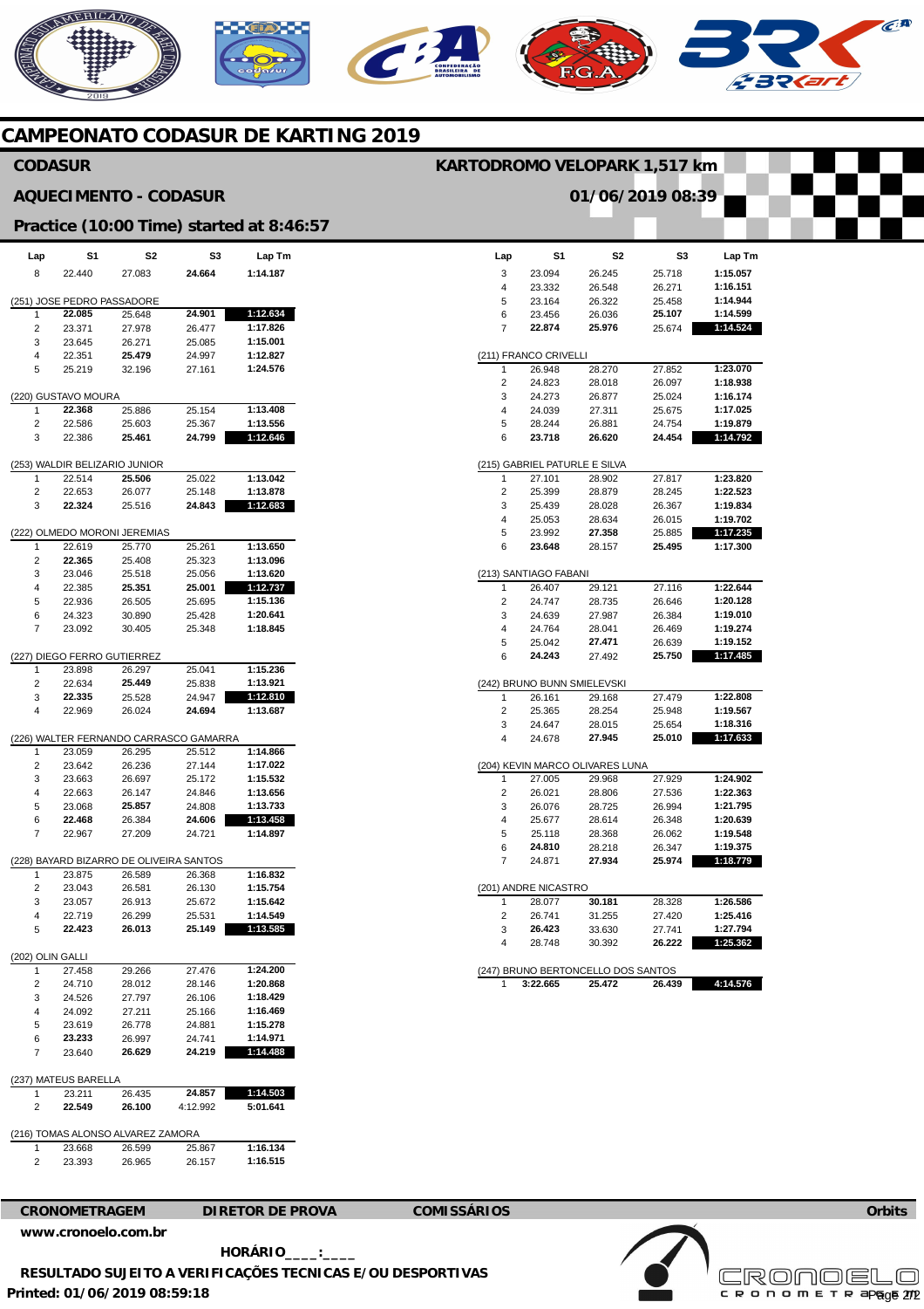# CAMPEONATO CODASUR DE KARTING 2019

## CODASUR

**KARTODROMO VELOPARK 1,517 km**

## AQUECIMENTO - CODASUR

**01/06/2019 08:39**

### Practice (10:00 Time) started at 8:46:57

| Lap | S1 | S2 | S3 | Lap Tm |
|---|---|---|---|---|
| 8 | 22.440 | 27.083 | **24.664** | **1:14.187** |

(251) JOSE PEDRO PASSADORE

| Lap | S1 | S2 | S3 | Lap Tm |
|---|---|---|---|---|
| 1 | **22.085** | 25.648 | **24.901** | **1:12.634** |
| 2 | 23.371 | 27.978 | 26.477 | **1:17.826** |
| 3 | 23.645 | 26.271 | 25.085 | **1:15.001** |
| 4 | 22.351 | **25.479** | 24.997 | **1:12.827** |
| 5 | 25.219 | 32.196 | 27.161 | **1:24.576** |

(220) GUSTAVO MOURA

| Lap | S1 | S2 | S3 | Lap Tm |
|---|---|---|---|---|
| 1 | **22.368** | 25.886 | 25.154 | **1:13.408** |
| 2 | 22.586 | 25.603 | 25.367 | **1:13.556** |
| 3 | 22.386 | **25.461** | **24.799** | **1:12.646** |

(253) WALDIR BELIZARIO JUNIOR

| Lap | S1 | S2 | S3 | Lap Tm |
|---|---|---|---|---|
| 1 | 22.514 | **25.506** | 25.022 | **1:13.042** |
| 2 | 22.653 | 26.077 | 25.148 | **1:13.878** |
| 3 | **22.324** | 25.516 | **24.843** | **1:12.683** |

(222) OLMEDO MORONI JEREMIAS

| Lap | S1 | S2 | S3 | Lap Tm |
|---|---|---|---|---|
| 1 | 22.619 | 25.770 | 25.261 | **1:13.650** |
| 2 | **22.365** | 25.408 | 25.323 | **1:13.096** |
| 3 | 23.046 | 25.518 | 25.056 | **1:13.620** |
| 4 | 22.385 | **25.351** | **25.001** | **1:12.737** |
| 5 | 22.936 | 26.505 | 25.695 | **1:15.136** |
| 6 | 24.323 | 30.890 | 25.428 | **1:20.641** |
| 7 | 23.092 | 30.405 | 25.348 | **1:18.845** |

(227) DIEGO FERRO GUTIERREZ

| Lap | S1 | S2 | S3 | Lap Tm |
|---|---|---|---|---|
| 1 | 23.898 | 26.297 | 25.041 | **1:15.236** |
| 2 | 22.634 | **25.449** | 25.838 | **1:13.921** |
| 3 | **22.335** | 25.528 | 24.947 | **1:12.810** |
| 4 | 22.969 | 26.024 | **24.694** | **1:13.687** |

(226) WALTER FERNANDO CARRASCO GAMARRA

| Lap | S1 | S2 | S3 | Lap Tm |
|---|---|---|---|---|
| 1 | 23.059 | 26.295 | 25.512 | **1:14.866** |
| 2 | 23.642 | 26.236 | 27.144 | **1:17.022** |
| 3 | 23.663 | 26.697 | 25.172 | **1:15.532** |
| 4 | 22.663 | 26.147 | 24.846 | **1:13.656** |
| 5 | 23.068 | **25.857** | 24.808 | **1:13.733** |
| 6 | **22.468** | 26.384 | **24.606** | **1:13.458** |
| 7 | 22.967 | 27.209 | 24.721 | **1:14.897** |

(228) BAYARD BIZARRO DE OLIVEIRA SANTOS

| Lap | S1 | S2 | S3 | Lap Tm |
|---|---|---|---|---|
| 1 | 23.875 | 26.589 | 26.368 | **1:16.832** |
| 2 | 23.043 | 26.581 | 26.130 | **1:15.754** |
| 3 | 23.057 | 26.913 | 25.672 | **1:15.642** |
| 4 | 22.719 | 26.299 | 25.531 | **1:14.549** |
| 5 | **22.423** | **26.013** | **25.149** | **1:13.585** |

(202) OLIN GALLI

| Lap | S1 | S2 | S3 | Lap Tm |
|---|---|---|---|---|
| 1 | 27.458 | 29.266 | 27.476 | **1:24.200** |
| 2 | 24.710 | 28.012 | 28.146 | **1:20.868** |
| 3 | 24.526 | 27.797 | 26.106 | **1:18.429** |
| 4 | 24.092 | 27.211 | 25.166 | **1:16.469** |
| 5 | 23.619 | 26.778 | 24.881 | **1:15.278** |
| 6 | **23.233** | 26.997 | 24.741 | **1:14.971** |
| 7 | 23.640 | **26.629** | **24.219** | **1:14.488** |

(237) MATEUS BARELLA

| Lap | S1 | S2 | S3 | Lap Tm |
|---|---|---|---|---|
| 1 | 23.211 | 26.435 | **24.857** | **1:14.503** |
| 2 | **22.549** | **26.100** | 4:12.992 | **5:01.641** |

(216) TOMAS ALONSO ALVAREZ ZAMORA

| Lap | S1 | S2 | S3 | Lap Tm |
|---|---|---|---|---|
| 1 | 23.668 | 26.599 | 25.867 | **1:16.134** |
| 2 | 23.393 | 26.965 | 26.157 | **1:16.515** |

| Lap | S1 | S2 | S3 | Lap Tm |
|---|---|---|---|---|
| 3 | 23.094 | 26.245 | 25.718 | **1:15.057** |
| 4 | 23.332 | 26.548 | 26.271 | **1:16.151** |
| 5 | 23.164 | 26.322 | 25.458 | **1:14.944** |
| 6 | 23.456 | 26.036 | **25.107** | **1:14.599** |
| 7 | **22.874** | **25.976** | 25.674 | **1:14.524** |

(211) FRANCO CRIVELLI

| Lap | S1 | S2 | S3 | Lap Tm |
|---|---|---|---|---|
| 1 | 26.948 | 28.270 | 27.852 | **1:23.070** |
| 2 | 24.823 | 28.018 | 26.097 | **1:18.938** |
| 3 | 24.273 | 26.877 | 25.024 | **1:16.174** |
| 4 | 24.039 | 27.311 | 25.675 | **1:17.025** |
| 5 | 28.244 | 26.881 | 24.754 | **1:19.879** |
| 6 | **23.718** | **26.620** | **24.454** | **1:14.792** |

(215) GABRIEL PATURLE E SILVA

| Lap | S1 | S2 | S3 | Lap Tm |
|---|---|---|---|---|
| 1 | 27.101 | 28.902 | 27.817 | **1:23.820** |
| 2 | 25.399 | 28.879 | 28.245 | **1:22.523** |
| 3 | 25.439 | 28.028 | 26.367 | **1:19.834** |
| 4 | 25.053 | 28.634 | 26.015 | **1:19.702** |
| 5 | 23.992 | **27.358** | 25.885 | **1:17.235** |
| 6 | **23.648** | 28.157 | **25.495** | **1:17.300** |

(213) SANTIAGO FABANI

| Lap | S1 | S2 | S3 | Lap Tm |
|---|---|---|---|---|
| 1 | 26.407 | 29.121 | 27.116 | **1:22.644** |
| 2 | 24.747 | 28.735 | 26.646 | **1:20.128** |
| 3 | 24.639 | 27.987 | 26.384 | **1:19.010** |
| 4 | 24.764 | 28.041 | 26.469 | **1:19.274** |
| 5 | 25.042 | **27.471** | 26.639 | **1:19.152** |
| 6 | **24.243** | 27.492 | **25.750** | **1:17.485** |

(242) BRUNO BUNN SMIELEVSKI

| Lap | S1 | S2 | S3 | Lap Tm |
|---|---|---|---|---|
| 1 | 26.161 | 29.168 | 27.479 | **1:22.808** |
| 2 | 25.365 | 28.254 | 25.948 | **1:19.567** |
| 3 | 24.647 | 28.015 | 25.654 | **1:18.316** |
| 4 | 24.678 | **27.945** | **25.010** | **1:17.633** |

(204) KEVIN MARCO OLIVARES LUNA

| Lap | S1 | S2 | S3 | Lap Tm |
|---|---|---|---|---|
| 1 | 27.005 | 29.968 | 27.929 | **1:24.902** |
| 2 | 26.021 | 28.806 | 27.536 | **1:22.363** |
| 3 | 26.076 | 28.725 | 26.994 | **1:21.795** |
| 4 | 25.677 | 28.614 | 26.348 | **1:20.639** |
| 5 | 25.118 | 28.368 | 26.062 | **1:19.548** |
| 6 | **24.810** | 28.218 | 26.347 | **1:19.375** |
| 7 | 24.871 | **27.934** | **25.974** | **1:18.779** |

(201) ANDRE NICASTRO

| Lap | S1 | S2 | S3 | Lap Tm |
|---|---|---|---|---|
| 1 | 28.077 | **30.181** | 28.328 | **1:26.586** |
| 2 | 26.741 | 31.255 | 27.420 | **1:25.416** |
| 3 | **26.423** | 33.630 | 27.741 | **1:27.794** |
| 4 | 28.748 | 30.392 | **26.222** | **1:25.362** |

(247) BRUNO BERTONCELLO DOS SANTOS

| Lap | S1 | S2 | S3 | Lap Tm |
|---|---|---|---|---|
| 1 | **3:22.665** | **25.472** | **26.439** | **4:14.576** |

**CRONOMETRAGEM** **DIRETOR DE PROVA** **COMISSÁRIOS** **Orbits**

**www.cronoelo.com.br**

**HORÁRIO\_\_\_\_:\_\_\_\_**

**RESULTADO SUJEITO A VERIFICAÇÕES TECNICAS E/OU DESPORTIVAS**

**Printed: 01/06/2019 08:59:18**